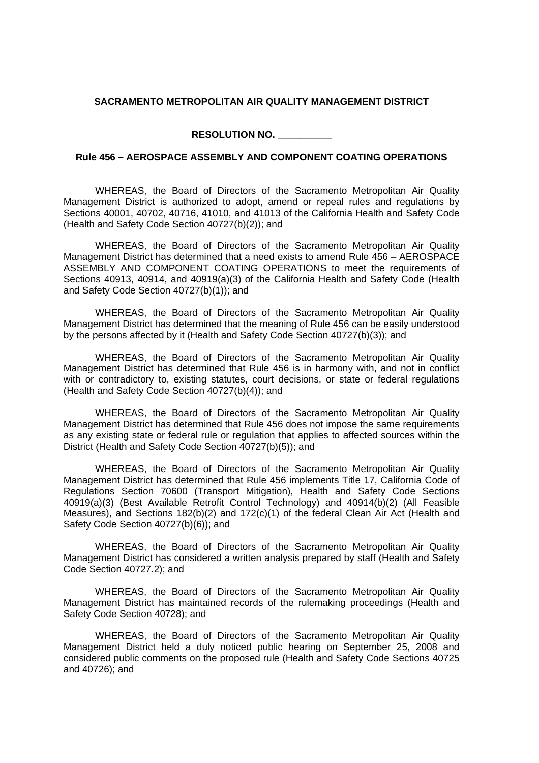**SACRAMENTO METROPOLITAN AIR QUALITY MANAGEMENT DISTRICT**

**RESOLUTION NO. __________**

**Rule 456 – AEROSPACE ASSEMBLY AND COMPONENT COATING OPERATIONS**

WHEREAS, the Board of Directors of the Sacramento Metropolitan Air Quality Management District is authorized to adopt, amend or repeal rules and regulations by Sections 40001, 40702, 40716, 41010, and 41013 of the California Health and Safety Code (Health and Safety Code Section 40727(b)(2)); and

WHEREAS, the Board of Directors of the Sacramento Metropolitan Air Quality Management District has determined that a need exists to amend Rule 456 – AEROSPACE ASSEMBLY AND COMPONENT COATING OPERATIONS to meet the requirements of Sections 40913, 40914, and 40919(a)(3) of the California Health and Safety Code (Health and Safety Code Section 40727(b)(1)); and

WHEREAS, the Board of Directors of the Sacramento Metropolitan Air Quality Management District has determined that the meaning of Rule 456 can be easily understood by the persons affected by it (Health and Safety Code Section 40727(b)(3)); and

WHEREAS, the Board of Directors of the Sacramento Metropolitan Air Quality Management District has determined that Rule 456 is in harmony with, and not in conflict with or contradictory to, existing statutes, court decisions, or state or federal regulations (Health and Safety Code Section 40727(b)(4)); and

WHEREAS, the Board of Directors of the Sacramento Metropolitan Air Quality Management District has determined that Rule 456 does not impose the same requirements as any existing state or federal rule or regulation that applies to affected sources within the District (Health and Safety Code Section 40727(b)(5)); and

WHEREAS, the Board of Directors of the Sacramento Metropolitan Air Quality Management District has determined that Rule 456 implements Title 17, California Code of Regulations Section 70600 (Transport Mitigation), Health and Safety Code Sections 40919(a)(3) (Best Available Retrofit Control Technology) and 40914(b)(2) (All Feasible Measures), and Sections 182(b)(2) and 172(c)(1) of the federal Clean Air Act (Health and Safety Code Section 40727(b)(6)); and

WHEREAS, the Board of Directors of the Sacramento Metropolitan Air Quality Management District has considered a written analysis prepared by staff (Health and Safety Code Section 40727.2); and

WHEREAS, the Board of Directors of the Sacramento Metropolitan Air Quality Management District has maintained records of the rulemaking proceedings (Health and Safety Code Section 40728); and

WHEREAS, the Board of Directors of the Sacramento Metropolitan Air Quality Management District held a duly noticed public hearing on September 25, 2008 and considered public comments on the proposed rule (Health and Safety Code Sections 40725 and 40726); and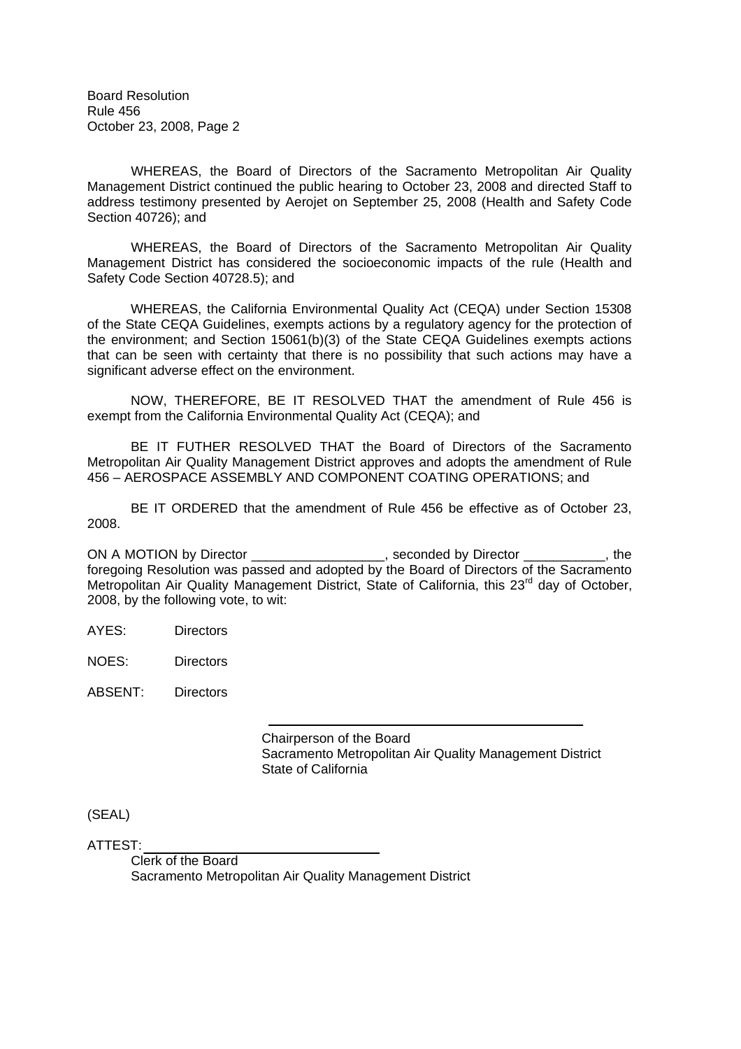WHEREAS, the Board of Directors of the Sacramento Metropolitan Air Quality Management District continued the public hearing to October 23, 2008 and directed Staff to address testimony presented by Aerojet on September 25, 2008 (Health and Safety Code Section 40726); and

WHEREAS, the Board of Directors of the Sacramento Metropolitan Air Quality Management District has considered the socioeconomic impacts of the rule (Health and Safety Code Section 40728.5); and

WHEREAS, the California Environmental Quality Act (CEQA) under Section 15308 of the State CEQA Guidelines, exempts actions by a regulatory agency for the protection of the environment; and Section 15061(b)(3) of the State CEQA Guidelines exempts actions that can be seen with certainty that there is no possibility that such actions may have a significant adverse effect on the environment.

NOW, THEREFORE, BE IT RESOLVED THAT the amendment of Rule 456 is exempt from the California Environmental Quality Act (CEQA); and

BE IT FUTHER RESOLVED THAT the Board of Directors of the Sacramento Metropolitan Air Quality Management District approves and adopts the amendment of Rule 456 – AEROSPACE ASSEMBLY AND COMPONENT COATING OPERATIONS; and

BE IT ORDERED that the amendment of Rule 456 be effective as of October 23, 2008.

ON A MOTION by Director __________________, seconded by Director ___________, the foregoing Resolution was passed and adopted by the Board of Directors of the Sacramento Metropolitan Air Quality Management District, State of California, this 23rd day of October, 2008, by the following vote, to wit:

AYES: Directors

NOES: Directors

ABSENT: Directors

\_\_\_\_\_\_\_\_\_\_\_\_\_\_\_\_\_\_\_\_\_\_\_\_\_\_\_\_\_\_\_\_\_\_\_\_\_\_\_\_

Chairperson of the Board
Sacramento Metropolitan Air Quality Management District
State of California

(SEAL)

ATTEST: \_\_\_\_\_\_\_\_\_\_\_\_\_\_\_\_\_\_\_\_\_\_\_\_\_\_\_\_\_\_\_

Clerk of the Board
Sacramento Metropolitan Air Quality Management District